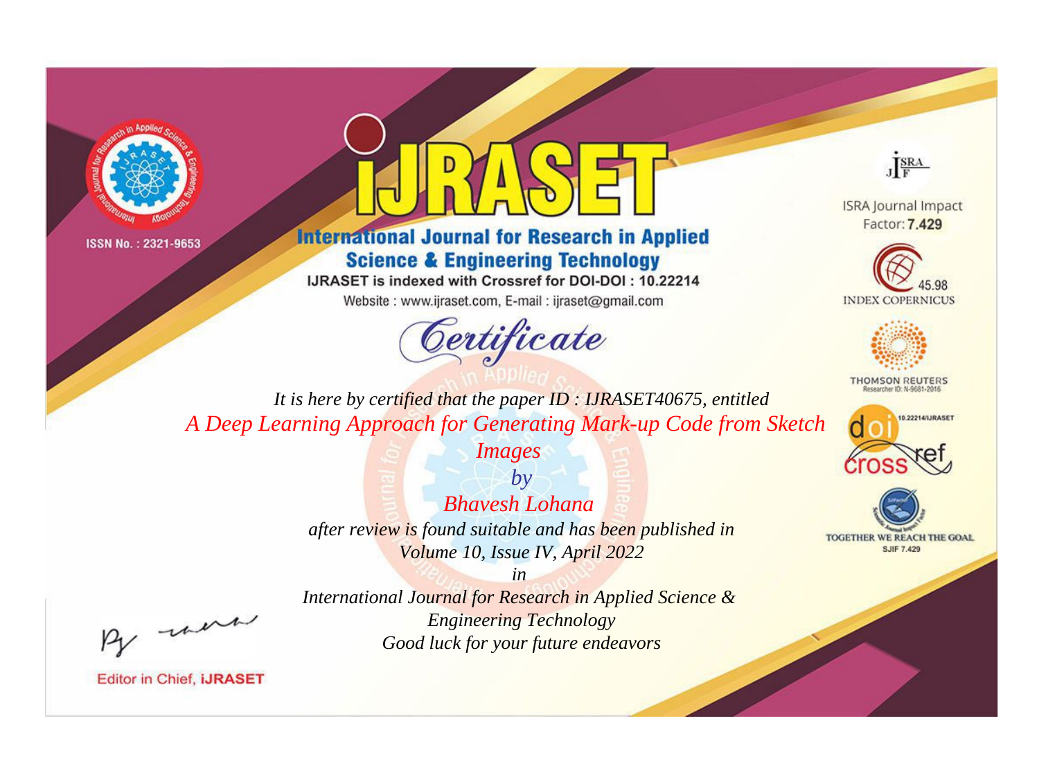ISSN No. : 2321-9653

# IJRASET

## International Journal for Research in Applied Science & Engineering Technology

IJRASET is indexed with Crossref for DOI-DOI : 10.22214

Website : www.ijraset.com, E-mail : ijraset@gmail.com

ISRA Journal Impact Factor: **7.429**

45.98 INDEX COPERNICUS

THOMSON REUTERS Researcher ID: N-9681-2016

10.22214/IJRASET

TOGETHER WE REACH THE GOAL SJIF 7.429

# *Certificate*

*It is here by certified that the paper ID : IJRASET40675, entitled*

*A Deep Learning Approach for Generating Mark-up Code from Sketch Images*

*by*

*Bhavesh Lohana*

*after review is found suitable and has been published in*

*Volume 10, Issue IV, April 2022*

*in*

*International Journal for Research in Applied Science & Engineering Technology*

*Good luck for your future endeavors*

Editor in Chief, **iJRASET**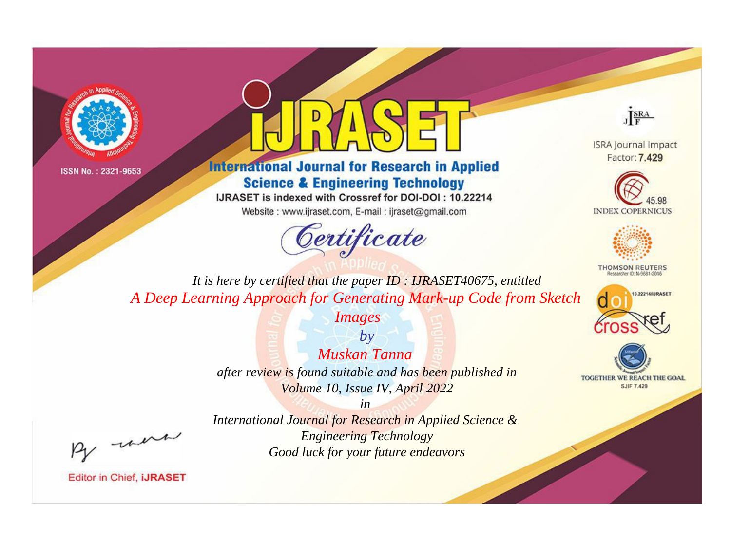ISSN No. : 2321-9653

# iJRASET

## International Journal for Research in Applied Science & Engineering Technology

IJRASET is indexed with Crossref for DOI-DOI : 10.22214

Website : www.ijraset.com, E-mail : ijraset@gmail.com

## Certificate

*It is here by certified that the paper ID : IJRASET40675, entitled*

*A Deep Learning Approach for Generating Mark-up Code from Sketch Images*

*by*

*Muskan Tanna*

*after review is found suitable and has been published in*

*Volume 10, Issue IV, April 2022*

*in*

*International Journal for Research in Applied Science & Engineering Technology*

*Good luck for your future endeavors*

ISRA Journal Impact Factor: **7.429**

45.98 INDEX COPERNICUS

THOMSON REUTERS Researcher ID: N-9681-2016

10.22214/IJRASET

TOGETHER WE REACH THE GOAL SJIF 7.429

Editor in Chief, **iJRASET**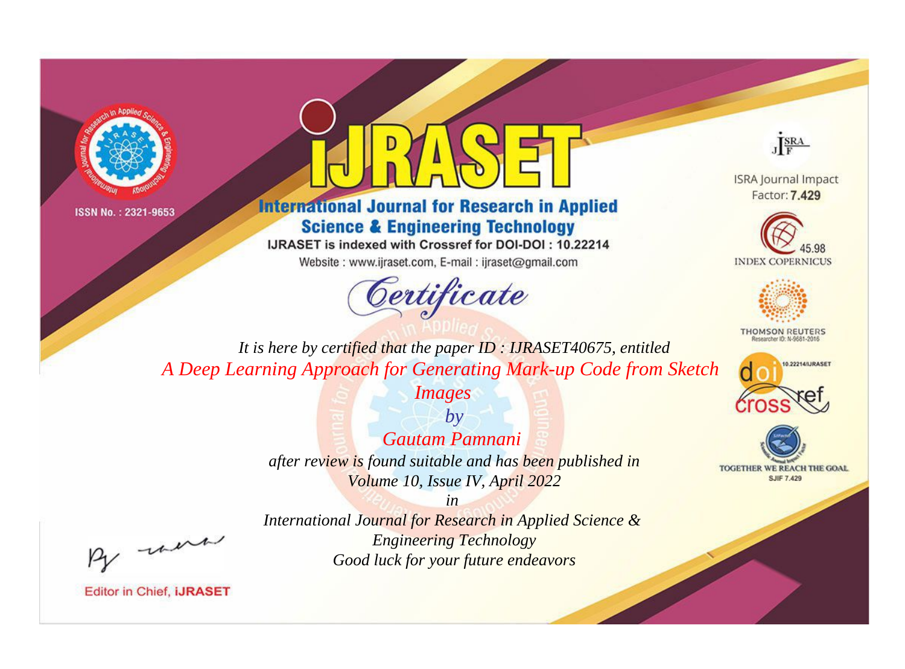ISSN No. : 2321-9653

# IJRASET

## International Journal for Research in Applied Science & Engineering Technology

IJRASET is indexed with Crossref for DOI-DOI : 10.22214

Website : www.ijraset.com, E-mail : ijraset@gmail.com

# *Certificate*

*It is here by certified that the paper ID : IJRASET40675, entitled*

*A Deep Learning Approach for Generating Mark-up Code from Sketch Images*

*by*

*Gautam Pamnani*

*after review is found suitable and has been published in*

*Volume 10, Issue IV, April 2022*

*in*

*International Journal for Research in Applied Science & Engineering Technology*

*Good luck for your future endeavors*

ISRA Journal Impact Factor: **7.429**

45.98 INDEX COPERNICUS

THOMSON REUTERS Researcher ID: N-9681-2016

10.22214/IJRASET

TOGETHER WE REACH THE GOAL SJIF 7.429

Editor in Chief, **IJRASET**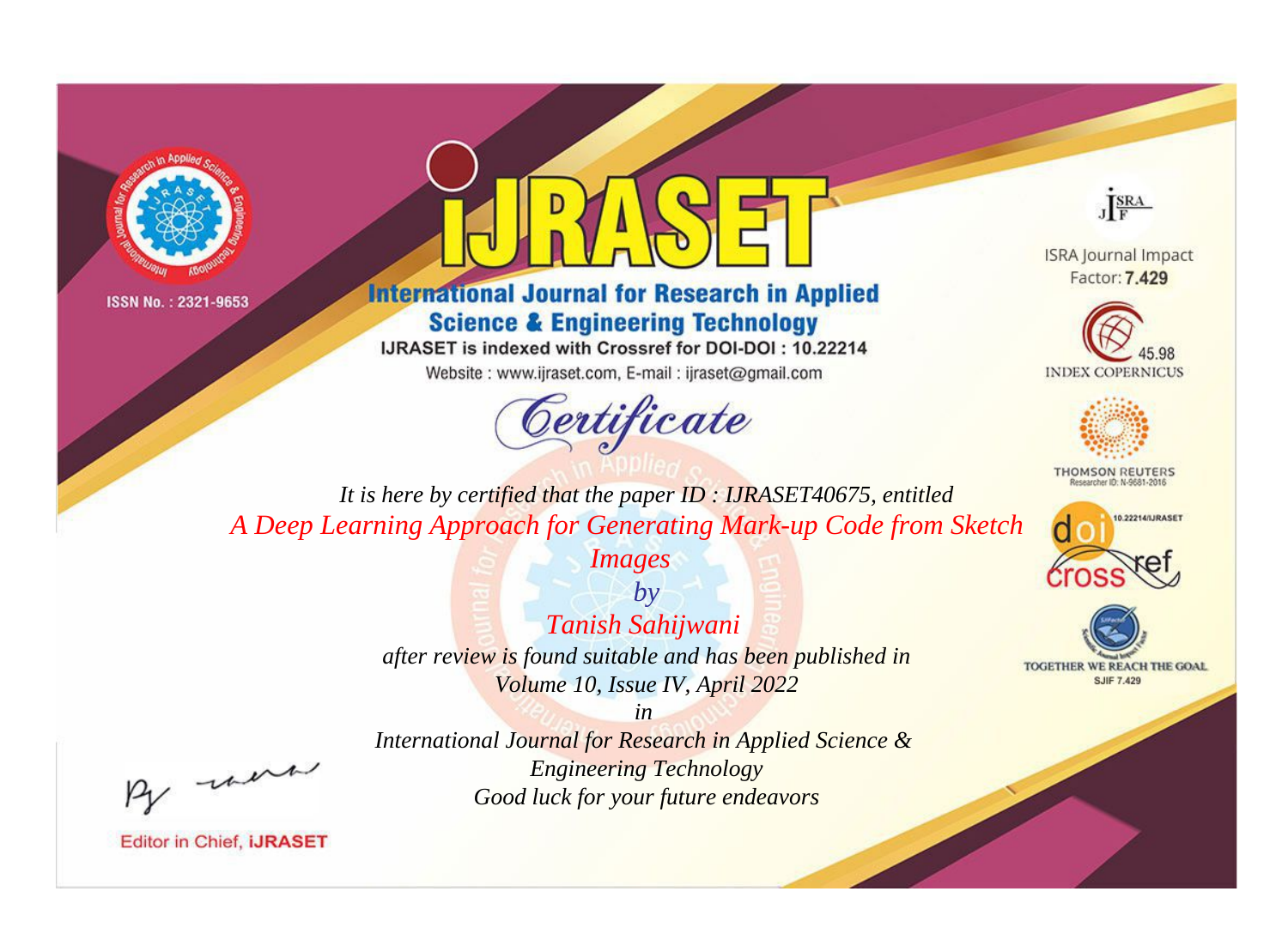ISSN No. : 2321-9653

# iJRASET

## International Journal for Research in Applied Science & Engineering Technology

IJRASET is indexed with Crossref for DOI-DOI : 10.22214

Website : www.ijraset.com, E-mail : ijraset@gmail.com

ISRA Journal Impact Factor: **7.429**

45.98 INDEX COPERNICUS

THOMSON REUTERS Researcher ID: N-9681-2016

10.22214/IJRASET

TOGETHER WE REACH THE GOAL SJIF 7.429

# *Certificate*

*It is here by certified that the paper ID : IJRASET40675, entitled*

*A Deep Learning Approach for Generating Mark-up Code from Sketch Images*

*by*

*Tanish Sahijwani*

*after review is found suitable and has been published in*

*Volume 10, Issue IV, April 2022*

*in*

*International Journal for Research in Applied Science & Engineering Technology*

*Good luck for your future endeavors*

Editor in Chief, **iJRASET**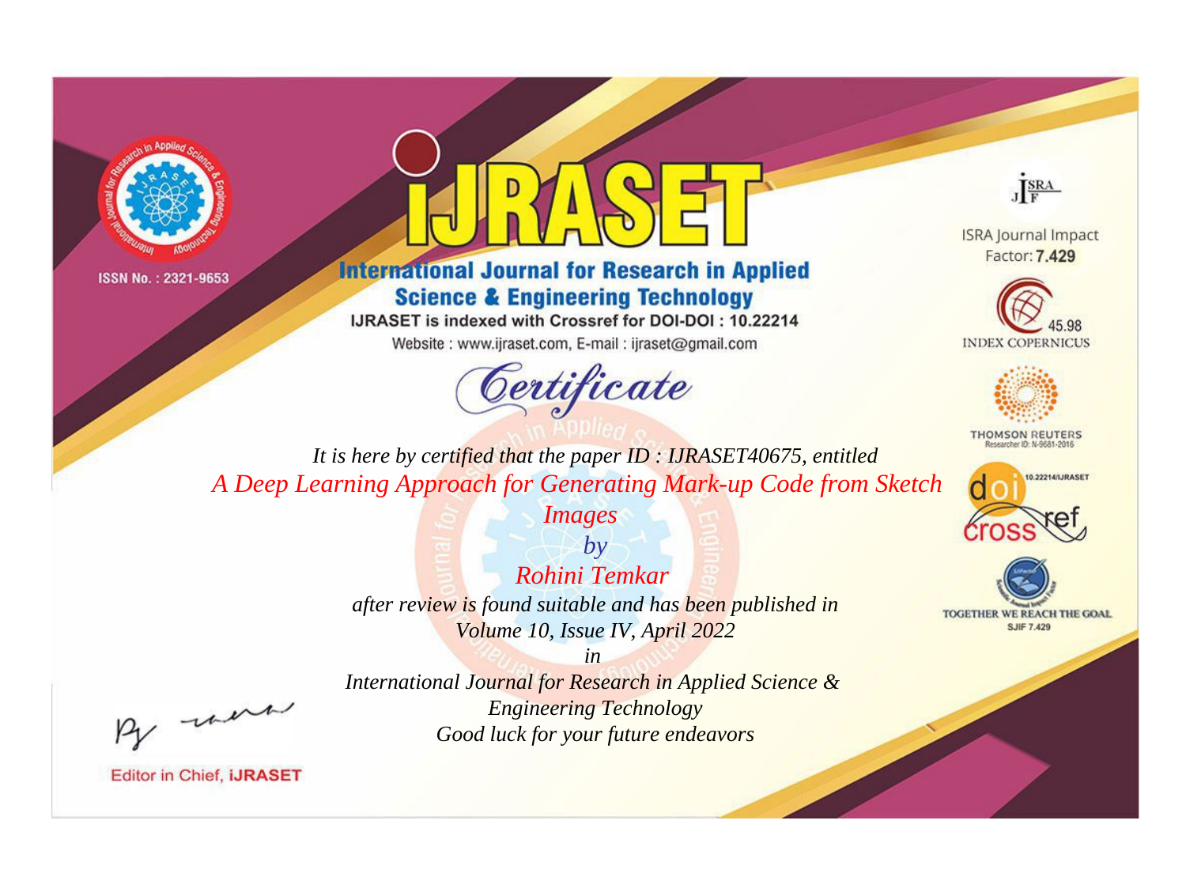ISSN No. : 2321-9653

# iJRASET

## International Journal for Research in Applied Science & Engineering Technology

IJRASET is indexed with Crossref for DOI-DOI : 10.22214

Website : www.ijraset.com, E-mail : ijraset@gmail.com

*Certificate*

ISRA Journal Impact Factor: **7.429**

45.98 INDEX COPERNICUS

THOMSON REUTERS Researcher ID: N-9681-2016

10.22214/IJRASET

TOGETHER WE REACH THE GOAL SJIF 7.429

*It is here by certified that the paper ID : IJRASET40675, entitled*

*A Deep Learning Approach for Generating Mark-up Code from Sketch Images*

*by*

*Rohini Temkar*

*after review is found suitable and has been published in*

*Volume 10, Issue IV, April 2022*

*in*

*International Journal for Research in Applied Science & Engineering Technology*

*Good luck for your future endeavors*

Editor in Chief, **iJRASET**